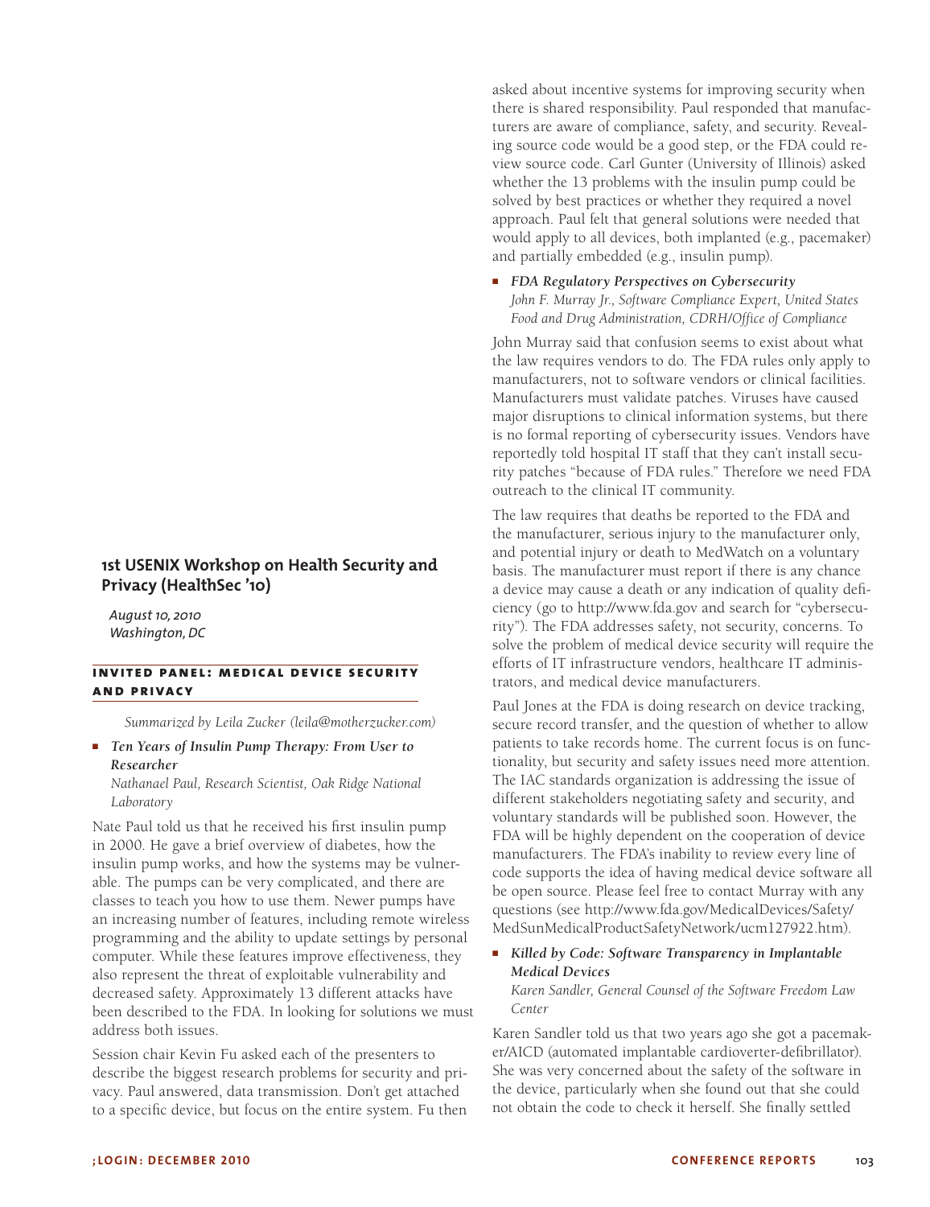## 1st USENIX Workshop on Health Security and Privacy (HealthSec '10)

*August 10, 2010*
*Washington, DC*

### INVITED PANEL: MEDICAL DEVICE SECURITY AND PRIVACY

*Summarized by Leila Zucker (leila@motherzucker.com)*

- ***Ten Years of Insulin Pump Therapy: From User to Researcher***
  *Nathanael Paul, Research Scientist, Oak Ridge National Laboratory*

Nate Paul told us that he received his first insulin pump in 2000. He gave a brief overview of diabetes, how the insulin pump works, and how the systems may be vulnerable. The pumps can be very complicated, and there are classes to teach you how to use them. Newer pumps have an increasing number of features, including remote wireless programming and the ability to update settings by personal computer. While these features improve effectiveness, they also represent the threat of exploitable vulnerability and decreased safety. Approximately 13 different attacks have been described to the FDA. In looking for solutions we must address both issues.

Session chair Kevin Fu asked each of the presenters to describe the biggest research problems for security and privacy. Paul answered, data transmission. Don't get attached to a specific device, but focus on the entire system. Fu then asked about incentive systems for improving security when there is shared responsibility. Paul responded that manufacturers are aware of compliance, safety, and security. Revealing source code would be a good step, or the FDA could review source code. Carl Gunter (University of Illinois) asked whether the 13 problems with the insulin pump could be solved by best practices or whether they required a novel approach. Paul felt that general solutions were needed that would apply to all devices, both implanted (e.g., pacemaker) and partially embedded (e.g., insulin pump).

- ***FDA Regulatory Perspectives on Cybersecurity***
  *John F. Murray Jr., Software Compliance Expert, United States Food and Drug Administration, CDRH/Office of Compliance*

John Murray said that confusion seems to exist about what the law requires vendors to do. The FDA rules only apply to manufacturers, not to software vendors or clinical facilities. Manufacturers must validate patches. Viruses have caused major disruptions to clinical information systems, but there is no formal reporting of cybersecurity issues. Vendors have reportedly told hospital IT staff that they can't install security patches "because of FDA rules." Therefore we need FDA outreach to the clinical IT community.

The law requires that deaths be reported to the FDA and the manufacturer, serious injury to the manufacturer only, and potential injury or death to MedWatch on a voluntary basis. The manufacturer must report if there is any chance a device may cause a death or any indication of quality deficiency (go to http://www.fda.gov and search for "cybersecurity"). The FDA addresses safety, not security, concerns. To solve the problem of medical device security will require the efforts of IT infrastructure vendors, healthcare IT administrators, and medical device manufacturers.

Paul Jones at the FDA is doing research on device tracking, secure record transfer, and the question of whether to allow patients to take records home. The current focus is on functionality, but security and safety issues need more attention. The IAC standards organization is addressing the issue of different stakeholders negotiating safety and security, and voluntary standards will be published soon. However, the FDA will be highly dependent on the cooperation of device manufacturers. The FDA's inability to review every line of code supports the idea of having medical device software all be open source. Please feel free to contact Murray with any questions (see http://www.fda.gov/MedicalDevices/Safety/MedSunMedicalProductSafetyNetwork/ucm127922.htm).

- ***Killed by Code: Software Transparency in Implantable Medical Devices***
  *Karen Sandler, General Counsel of the Software Freedom Law Center*

Karen Sandler told us that two years ago she got a pacemaker/AICD (automated implantable cardioverter-defibrillator). She was very concerned about the safety of the software in the device, particularly when she found out that she could not obtain the code to check it herself. She finally settled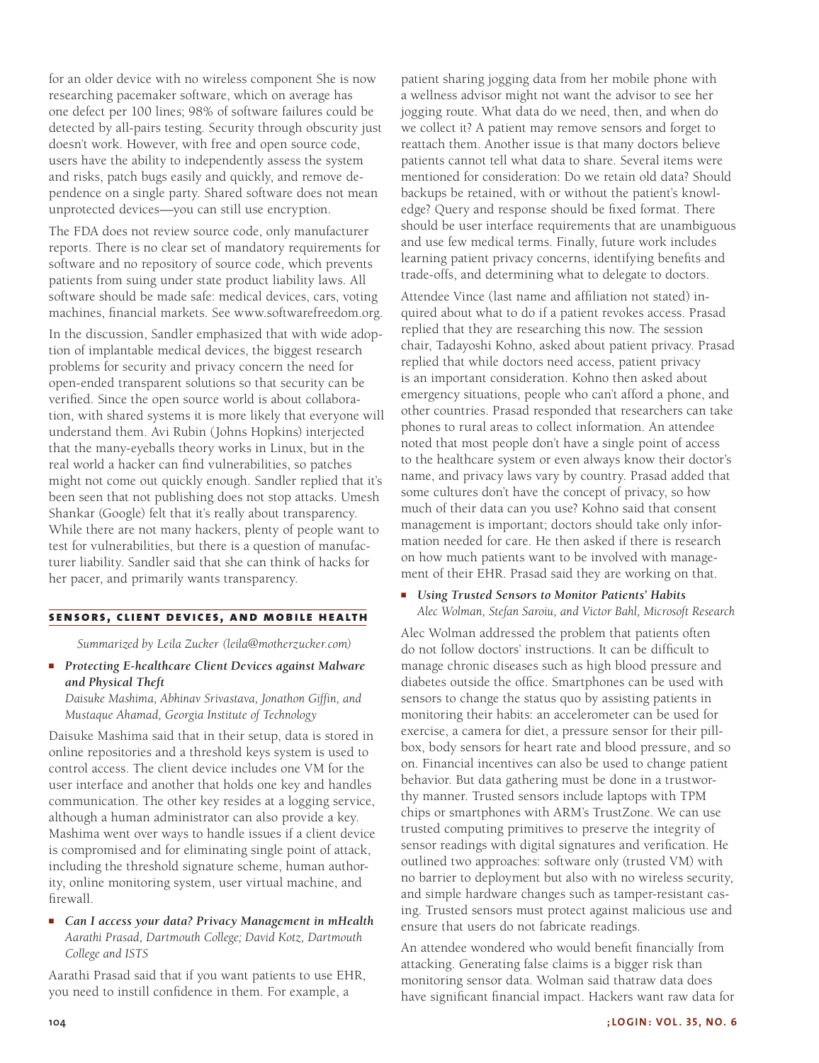for an older device with no wireless component She is now researching pacemaker software, which on average has one defect per 100 lines; 98% of software failures could be detected by all-pairs testing. Security through obscurity just doesn't work. However, with free and open source code, users have the ability to independently assess the system and risks, patch bugs easily and quickly, and remove dependence on a single party. Shared software does not mean unprotected devices—you can still use encryption.

The FDA does not review source code, only manufacturer reports. There is no clear set of mandatory requirements for software and no repository of source code, which prevents patients from suing under state product liability laws. All software should be made safe: medical devices, cars, voting machines, financial markets. See www.softwarefreedom.org.

In the discussion, Sandler emphasized that with wide adoption of implantable medical devices, the biggest research problems for security and privacy concern the need for open-ended transparent solutions so that security can be verified. Since the open source world is about collaboration, with shared systems it is more likely that everyone will understand them. Avi Rubin (Johns Hopkins) interjected that the many-eyeballs theory works in Linux, but in the real world a hacker can find vulnerabilities, so patches might not come out quickly enough. Sandler replied that it's been seen that not publishing does not stop attacks. Umesh Shankar (Google) felt that it's really about transparency. While there are not many hackers, plenty of people want to test for vulnerabilities, but there is a question of manufacturer liability. Sandler said that she can think of hacks for her pacer, and primarily wants transparency.

## SENSORS, CLIENT DEVICES, AND MOBILE HEALTH

*Summarized by Leila Zucker (leila@motherzucker.com)*

- ***Protecting E-healthcare Client Devices against Malware and Physical Theft***
  *Daisuke Mashima, Abhinav Srivastava, Jonathon Giffin, and Mustaque Ahamad, Georgia Institute of Technology*

Daisuke Mashima said that in their setup, data is stored in online repositories and a threshold keys system is used to control access. The client device includes one VM for the user interface and another that holds one key and handles communication. The other key resides at a logging service, although a human administrator can also provide a key. Mashima went over ways to handle issues if a client device is compromised and for eliminating single point of attack, including the threshold signature scheme, human authority, online monitoring system, user virtual machine, and firewall.

- ***Can I access your data? Privacy Management in mHealth***
  *Aarathi Prasad, Dartmouth College; David Kotz, Dartmouth College and ISTS*

Aarathi Prasad said that if you want patients to use EHR, you need to instill confidence in them. For example, a patient sharing jogging data from her mobile phone with a wellness advisor might not want the advisor to see her jogging route. What data do we need, then, and when do we collect it? A patient may remove sensors and forget to reattach them. Another issue is that many doctors believe patients cannot tell what data to share. Several items were mentioned for consideration: Do we retain old data? Should backups be retained, with or without the patient's knowledge? Query and response should be fixed format. There should be user interface requirements that are unambiguous and use few medical terms. Finally, future work includes learning patient privacy concerns, identifying benefits and trade-offs, and determining what to delegate to doctors.

Attendee Vince (last name and affiliation not stated) inquired about what to do if a patient revokes access. Prasad replied that they are researching this now. The session chair, Tadayoshi Kohno, asked about patient privacy. Prasad replied that while doctors need access, patient privacy is an important consideration. Kohno then asked about emergency situations, people who can't afford a phone, and other countries. Prasad responded that researchers can take phones to rural areas to collect information. An attendee noted that most people don't have a single point of access to the healthcare system or even always know their doctor's name, and privacy laws vary by country. Prasad added that some cultures don't have the concept of privacy, so how much of their data can you use? Kohno said that consent management is important; doctors should take only information needed for care. He then asked if there is research on how much patients want to be involved with management of their EHR. Prasad said they are working on that.

- ***Using Trusted Sensors to Monitor Patients' Habits***
  *Alec Wolman, Stefan Saroiu, and Victor Bahl, Microsoft Research*

Alec Wolman addressed the problem that patients often do not follow doctors' instructions. It can be difficult to manage chronic diseases such as high blood pressure and diabetes outside the office. Smartphones can be used with sensors to change the status quo by assisting patients in monitoring their habits: an accelerometer can be used for exercise, a camera for diet, a pressure sensor for their pillbox, body sensors for heart rate and blood pressure, and so on. Financial incentives can also be used to change patient behavior. But data gathering must be done in a trustworthy manner. Trusted sensors include laptops with TPM chips or smartphones with ARM's TrustZone. We can use trusted computing primitives to preserve the integrity of sensor readings with digital signatures and verification. He outlined two approaches: software only (trusted VM) with no barrier to deployment but also with no wireless security, and simple hardware changes such as tamper-resistant casing. Trusted sensors must protect against malicious use and ensure that users do not fabricate readings.

An attendee wondered who would benefit financially from attacking. Generating false claims is a bigger risk than monitoring sensor data. Wolman said thatraw data does have significant financial impact. Hackers want raw data for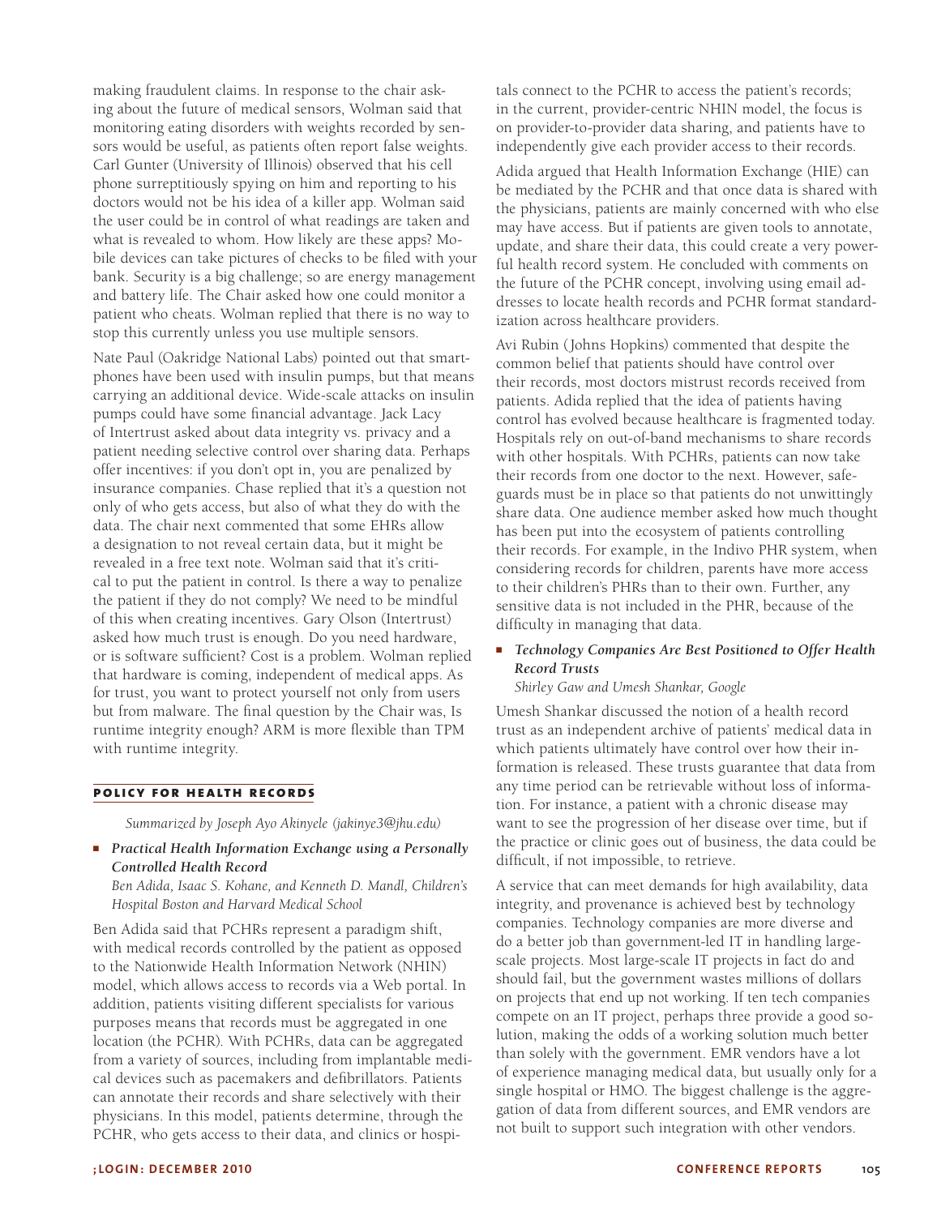making fraudulent claims. In response to the chair asking about the future of medical sensors, Wolman said that monitoring eating disorders with weights recorded by sensors would be useful, as patients often report false weights. Carl Gunter (University of Illinois) observed that his cell phone surreptitiously spying on him and reporting to his doctors would not be his idea of a killer app. Wolman said the user could be in control of what readings are taken and what is revealed to whom. How likely are these apps? Mobile devices can take pictures of checks to be filed with your bank. Security is a big challenge; so are energy management and battery life. The Chair asked how one could monitor a patient who cheats. Wolman replied that there is no way to stop this currently unless you use multiple sensors.

Nate Paul (Oakridge National Labs) pointed out that smartphones have been used with insulin pumps, but that means carrying an additional device. Wide-scale attacks on insulin pumps could have some financial advantage. Jack Lacy of Intertrust asked about data integrity vs. privacy and a patient needing selective control over sharing data. Perhaps offer incentives: if you don't opt in, you are penalized by insurance companies. Chase replied that it's a question not only of who gets access, but also of what they do with the data. The chair next commented that some EHRs allow a designation to not reveal certain data, but it might be revealed in a free text note. Wolman said that it's critical to put the patient in control. Is there a way to penalize the patient if they do not comply? We need to be mindful of this when creating incentives. Gary Olson (Intertrust) asked how much trust is enough. Do you need hardware, or is software sufficient? Cost is a problem. Wolman replied that hardware is coming, independent of medical apps. As for trust, you want to protect yourself not only from users but from malware. The final question by the Chair was, Is runtime integrity enough? ARM is more flexible than TPM with runtime integrity.

## POLICY FOR HEALTH RECORDS

*Summarized by Joseph Ayo Akinyele (jakinye3@jhu.edu)*

- ***Practical Health Information Exchange using a Personally Controlled Health Record***
  *Ben Adida, Isaac S. Kohane, and Kenneth D. Mandl, Children's Hospital Boston and Harvard Medical School*

Ben Adida said that PCHRs represent a paradigm shift, with medical records controlled by the patient as opposed to the Nationwide Health Information Network (NHIN) model, which allows access to records via a Web portal. In addition, patients visiting different specialists for various purposes means that records must be aggregated in one location (the PCHR). With PCHRs, data can be aggregated from a variety of sources, including from implantable medical devices such as pacemakers and defibrillators. Patients can annotate their records and share selectively with their physicians. In this model, patients determine, through the PCHR, who gets access to their data, and clinics or hospitals connect to the PCHR to access the patient's records; in the current, provider-centric NHIN model, the focus is on provider-to-provider data sharing, and patients have to independently give each provider access to their records.

Adida argued that Health Information Exchange (HIE) can be mediated by the PCHR and that once data is shared with the physicians, patients are mainly concerned with who else may have access. But if patients are given tools to annotate, update, and share their data, this could create a very powerful health record system. He concluded with comments on the future of the PCHR concept, involving using email addresses to locate health records and PCHR format standardization across healthcare providers.

Avi Rubin (Johns Hopkins) commented that despite the common belief that patients should have control over their records, most doctors mistrust records received from patients. Adida replied that the idea of patients having control has evolved because healthcare is fragmented today. Hospitals rely on out-of-band mechanisms to share records with other hospitals. With PCHRs, patients can now take their records from one doctor to the next. However, safeguards must be in place so that patients do not unwittingly share data. One audience member asked how much thought has been put into the ecosystem of patients controlling their records. For example, in the Indivo PHR system, when considering records for children, parents have more access to their children's PHRs than to their own. Further, any sensitive data is not included in the PHR, because of the difficulty in managing that data.

- ***Technology Companies Are Best Positioned to Offer Health Record Trusts***
  *Shirley Gaw and Umesh Shankar, Google*

Umesh Shankar discussed the notion of a health record trust as an independent archive of patients' medical data in which patients ultimately have control over how their information is released. These trusts guarantee that data from any time period can be retrievable without loss of information. For instance, a patient with a chronic disease may want to see the progression of her disease over time, but if the practice or clinic goes out of business, the data could be difficult, if not impossible, to retrieve.

A service that can meet demands for high availability, data integrity, and provenance is achieved best by technology companies. Technology companies are more diverse and do a better job than government-led IT in handling large-scale projects. Most large-scale IT projects in fact do and should fail, but the government wastes millions of dollars on projects that end up not working. If ten tech companies compete on an IT project, perhaps three provide a good solution, making the odds of a working solution much better than solely with the government. EMR vendors have a lot of experience managing medical data, but usually only for a single hospital or HMO. The biggest challenge is the aggregation of data from different sources, and EMR vendors are not built to support such integration with other vendors.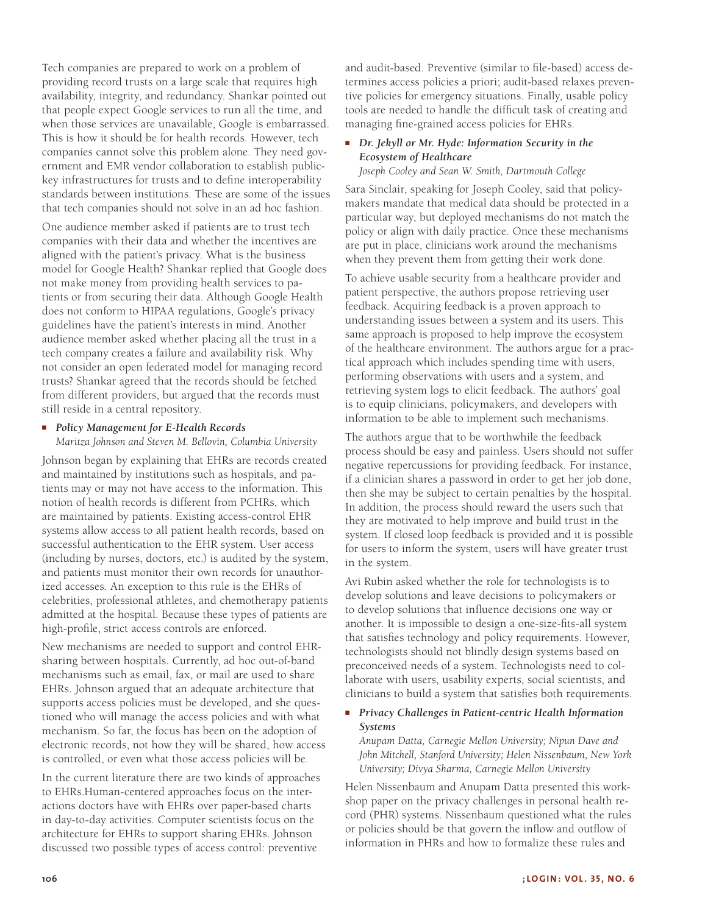Tech companies are prepared to work on a problem of providing record trusts on a large scale that requires high availability, integrity, and redundancy. Shankar pointed out that people expect Google services to run all the time, and when those services are unavailable, Google is embarrassed. This is how it should be for health records. However, tech companies cannot solve this problem alone. They need government and EMR vendor collaboration to establish public-key infrastructures for trusts and to define interoperability standards between institutions. These are some of the issues that tech companies should not solve in an ad hoc fashion.

One audience member asked if patients are to trust tech companies with their data and whether the incentives are aligned with the patient's privacy. What is the business model for Google Health? Shankar replied that Google does not make money from providing health services to patients or from securing their data. Although Google Health does not conform to HIPAA regulations, Google's privacy guidelines have the patient's interests in mind. Another audience member asked whether placing all the trust in a tech company creates a failure and availability risk. Why not consider an open federated model for managing record trusts? Shankar agreed that the records should be fetched from different providers, but argued that the records must still reside in a central repository.

- ***Policy Management for E-Health Records***
  *Maritza Johnson and Steven M. Bellovin, Columbia University*

Johnson began by explaining that EHRs are records created and maintained by institutions such as hospitals, and patients may or may not have access to the information. This notion of health records is different from PCHRs, which are maintained by patients. Existing access-control EHR systems allow access to all patient health records, based on successful authentication to the EHR system. User access (including by nurses, doctors, etc.) is audited by the system, and patients must monitor their own records for unauthorized accesses. An exception to this rule is the EHRs of celebrities, professional athletes, and chemotherapy patients admitted at the hospital. Because these types of patients are high-profile, strict access controls are enforced.

New mechanisms are needed to support and control EHR-sharing between hospitals. Currently, ad hoc out-of-band mechanisms such as email, fax, or mail are used to share EHRs. Johnson argued that an adequate architecture that supports access policies must be developed, and she questioned who will manage the access policies and with what mechanism. So far, the focus has been on the adoption of electronic records, not how they will be shared, how access is controlled, or even what those access policies will be.

In the current literature there are two kinds of approaches to EHRs.Human-centered approaches focus on the interactions doctors have with EHRs over paper-based charts in day-to-day activities. Computer scientists focus on the architecture for EHRs to support sharing EHRs. Johnson discussed two possible types of access control: preventive and audit-based. Preventive (similar to file-based) access determines access policies a priori; audit-based relaxes preventive policies for emergency situations. Finally, usable policy tools are needed to handle the difficult task of creating and managing fine-grained access policies for EHRs.

- ***Dr. Jekyll or Mr. Hyde: Information Security in the Ecosystem of Healthcare***
  *Joseph Cooley and Sean W. Smith, Dartmouth College*

Sara Sinclair, speaking for Joseph Cooley, said that policymakers mandate that medical data should be protected in a particular way, but deployed mechanisms do not match the policy or align with daily practice. Once these mechanisms are put in place, clinicians work around the mechanisms when they prevent them from getting their work done.

To achieve usable security from a healthcare provider and patient perspective, the authors propose retrieving user feedback. Acquiring feedback is a proven approach to understanding issues between a system and its users. This same approach is proposed to help improve the ecosystem of the healthcare environment. The authors argue for a practical approach which includes spending time with users, performing observations with users and a system, and retrieving system logs to elicit feedback. The authors' goal is to equip clinicians, policymakers, and developers with information to be able to implement such mechanisms.

The authors argue that to be worthwhile the feedback process should be easy and painless. Users should not suffer negative repercussions for providing feedback. For instance, if a clinician shares a password in order to get her job done, then she may be subject to certain penalties by the hospital. In addition, the process should reward the users such that they are motivated to help improve and build trust in the system. If closed loop feedback is provided and it is possible for users to inform the system, users will have greater trust in the system.

Avi Rubin asked whether the role for technologists is to develop solutions and leave decisions to policymakers or to develop solutions that influence decisions one way or another. It is impossible to design a one-size-fits-all system that satisfies technology and policy requirements. However, technologists should not blindly design systems based on preconceived needs of a system. Technologists need to collaborate with users, usability experts, social scientists, and clinicians to build a system that satisfies both requirements.

- ***Privacy Challenges in Patient-centric Health Information Systems***
  *Anupam Datta, Carnegie Mellon University; Nipun Dave and John Mitchell, Stanford University; Helen Nissenbaum, New York University; Divya Sharma, Carnegie Mellon University*

Helen Nissenbaum and Anupam Datta presented this workshop paper on the privacy challenges in personal health record (PHR) systems. Nissenbaum questioned what the rules or policies should be that govern the inflow and outflow of information in PHRs and how to formalize these rules and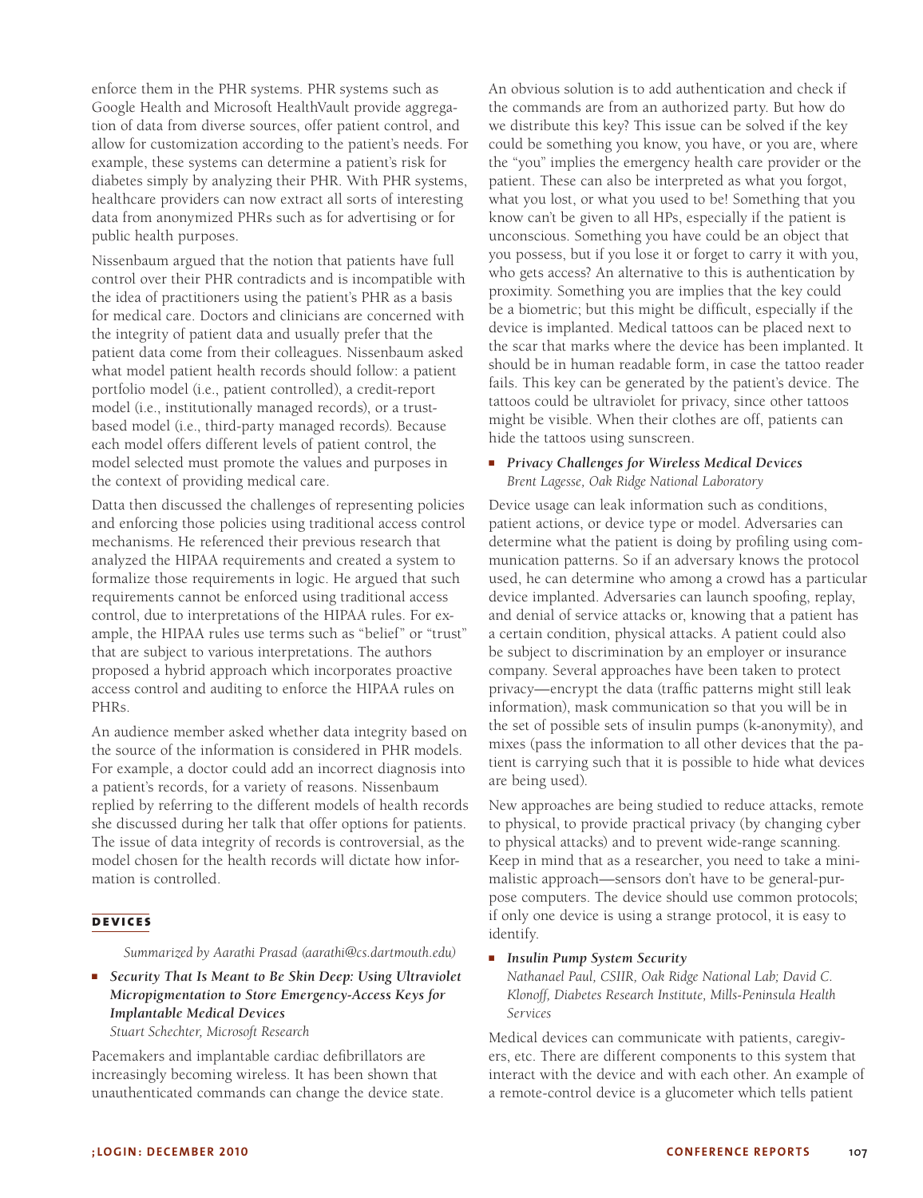enforce them in the PHR systems. PHR systems such as Google Health and Microsoft HealthVault provide aggregation of data from diverse sources, offer patient control, and allow for customization according to the patient's needs. For example, these systems can determine a patient's risk for diabetes simply by analyzing their PHR. With PHR systems, healthcare providers can now extract all sorts of interesting data from anonymized PHRs such as for advertising or for public health purposes.

Nissenbaum argued that the notion that patients have full control over their PHR contradicts and is incompatible with the idea of practitioners using the patient's PHR as a basis for medical care. Doctors and clinicians are concerned with the integrity of patient data and usually prefer that the patient data come from their colleagues. Nissenbaum asked what model patient health records should follow: a patient portfolio model (i.e., patient controlled), a credit-report model (i.e., institutionally managed records), or a trust-based model (i.e., third-party managed records). Because each model offers different levels of patient control, the model selected must promote the values and purposes in the context of providing medical care.

Datta then discussed the challenges of representing policies and enforcing those policies using traditional access control mechanisms. He referenced their previous research that analyzed the HIPAA requirements and created a system to formalize those requirements in logic. He argued that such requirements cannot be enforced using traditional access control, due to interpretations of the HIPAA rules. For example, the HIPAA rules use terms such as "belief" or "trust" that are subject to various interpretations. The authors proposed a hybrid approach which incorporates proactive access control and auditing to enforce the HIPAA rules on PHRs.

An audience member asked whether data integrity based on the source of the information is considered in PHR models. For example, a doctor could add an incorrect diagnosis into a patient's records, for a variety of reasons. Nissenbaum replied by referring to the different models of health records she discussed during her talk that offer options for patients. The issue of data integrity of records is controversial, as the model chosen for the health records will dictate how information is controlled.

## DEVICES

*Summarized by Aarathi Prasad (aarathi@cs.dartmouth.edu)*

- ***Security That Is Meant to Be Skin Deep: Using Ultraviolet Micropigmentation to Store Emergency-Access Keys for Implantable Medical Devices***
  *Stuart Schechter, Microsoft Research*

Pacemakers and implantable cardiac defibrillators are increasingly becoming wireless. It has been shown that unauthenticated commands can change the device state. An obvious solution is to add authentication and check if the commands are from an authorized party. But how do we distribute this key? This issue can be solved if the key could be something you know, you have, or you are, where the "you" implies the emergency health care provider or the patient. These can also be interpreted as what you forgot, what you lost, or what you used to be! Something that you know can't be given to all HPs, especially if the patient is unconscious. Something you have could be an object that you possess, but if you lose it or forget to carry it with you, who gets access? An alternative to this is authentication by proximity. Something you are implies that the key could be a biometric; but this might be difficult, especially if the device is implanted. Medical tattoos can be placed next to the scar that marks where the device has been implanted. It should be in human readable form, in case the tattoo reader fails. This key can be generated by the patient's device. The tattoos could be ultraviolet for privacy, since other tattoos might be visible. When their clothes are off, patients can hide the tattoos using sunscreen.

- ***Privacy Challenges for Wireless Medical Devices***
  *Brent Lagesse, Oak Ridge National Laboratory*

Device usage can leak information such as conditions, patient actions, or device type or model. Adversaries can determine what the patient is doing by profiling using communication patterns. So if an adversary knows the protocol used, he can determine who among a crowd has a particular device implanted. Adversaries can launch spoofing, replay, and denial of service attacks or, knowing that a patient has a certain condition, physical attacks. A patient could also be subject to discrimination by an employer or insurance company. Several approaches have been taken to protect privacy—encrypt the data (traffic patterns might still leak information), mask communication so that you will be in the set of possible sets of insulin pumps (k-anonymity), and mixes (pass the information to all other devices that the patient is carrying such that it is possible to hide what devices are being used).

New approaches are being studied to reduce attacks, remote to physical, to provide practical privacy (by changing cyber to physical attacks) and to prevent wide-range scanning. Keep in mind that as a researcher, you need to take a minimalistic approach—sensors don't have to be general-purpose computers. The device should use common protocols; if only one device is using a strange protocol, it is easy to identify.

- ***Insulin Pump System Security***
  *Nathanael Paul, CSIIR, Oak Ridge National Lab; David C. Klonoff, Diabetes Research Institute, Mills-Peninsula Health Services*

Medical devices can communicate with patients, caregivers, etc. There are different components to this system that interact with the device and with each other. An example of a remote-control device is a glucometer which tells patient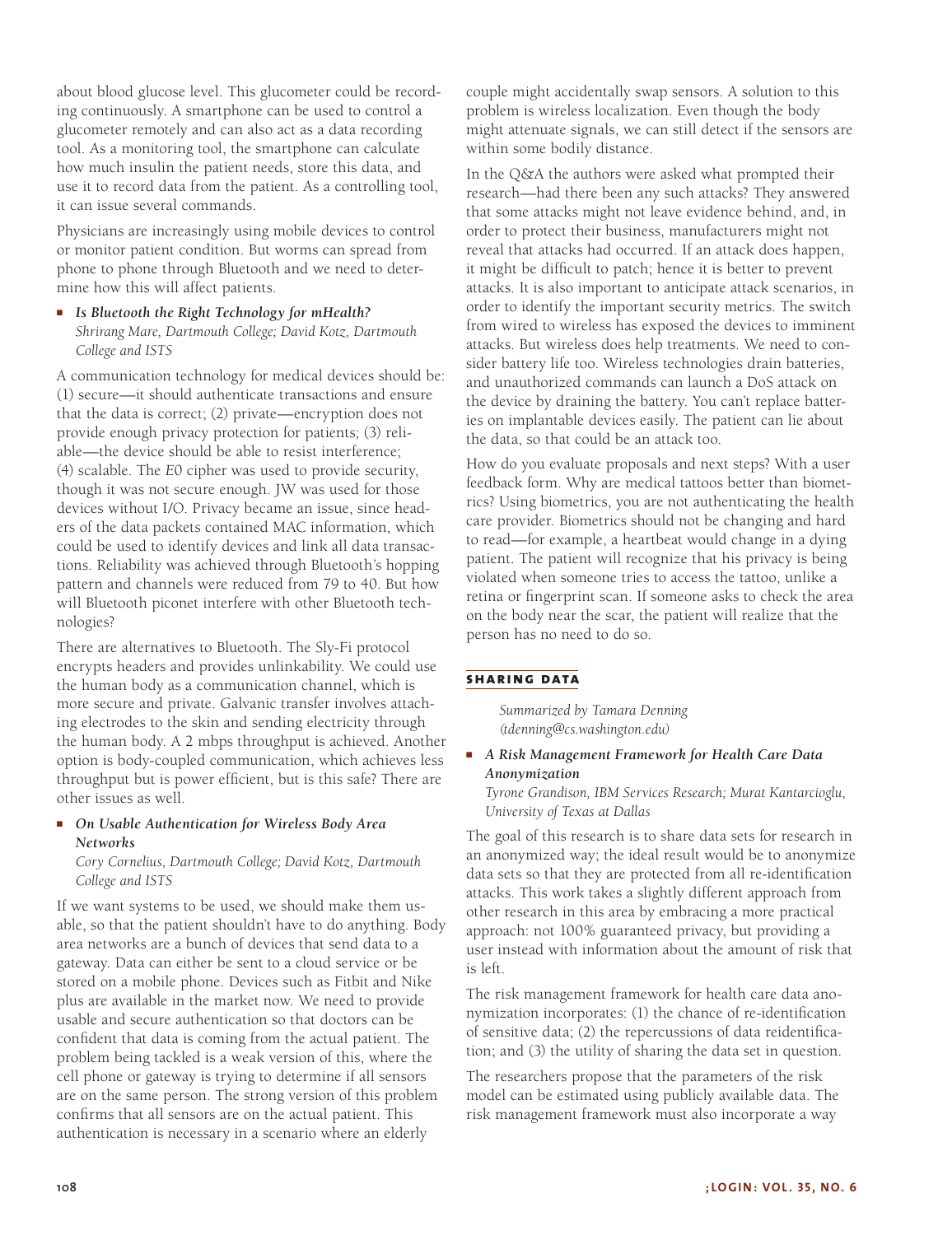about blood glucose level. This glucometer could be recording continuously. A smartphone can be used to control a glucometer remotely and can also act as a data recording tool. As a monitoring tool, the smartphone can calculate how much insulin the patient needs, store this data, and use it to record data from the patient. As a controlling tool, it can issue several commands.

Physicians are increasingly using mobile devices to control or monitor patient condition. But worms can spread from phone to phone through Bluetooth and we need to determine how this will affect patients.

- ***Is Bluetooth the Right Technology for mHealth?***
  *Shrirang Mare, Dartmouth College; David Kotz, Dartmouth College and ISTS*

A communication technology for medical devices should be: (1) secure—it should authenticate transactions and ensure that the data is correct; (2) private—encryption does not provide enough privacy protection for patients; (3) reliable—the device should be able to resist interference; (4) scalable. The *E*0 cipher was used to provide security, though it was not secure enough. JW was used for those devices without I/O. Privacy became an issue, since headers of the data packets contained MAC information, which could be used to identify devices and link all data transactions. Reliability was achieved through Bluetooth's hopping pattern and channels were reduced from 79 to 40. But how will Bluetooth piconet interfere with other Bluetooth technologies?

There are alternatives to Bluetooth. The Sly-Fi protocol encrypts headers and provides unlinkability. We could use the human body as a communication channel, which is more secure and private. Galvanic transfer involves attaching electrodes to the skin and sending electricity through the human body. A 2 mbps throughput is achieved. Another option is body-coupled communication, which achieves less throughput but is power efficient, but is this safe? There are other issues as well.

- ***On Usable Authentication for Wireless Body Area Networks***
  *Cory Cornelius, Dartmouth College; David Kotz, Dartmouth College and ISTS*

If we want systems to be used, we should make them usable, so that the patient shouldn't have to do anything. Body area networks are a bunch of devices that send data to a gateway. Data can either be sent to a cloud service or be stored on a mobile phone. Devices such as Fitbit and Nike plus are available in the market now. We need to provide usable and secure authentication so that doctors can be confident that data is coming from the actual patient. The problem being tackled is a weak version of this, where the cell phone or gateway is trying to determine if all sensors are on the same person. The strong version of this problem confirms that all sensors are on the actual patient. This authentication is necessary in a scenario where an elderly couple might accidentally swap sensors. A solution to this problem is wireless localization. Even though the body might attenuate signals, we can still detect if the sensors are within some bodily distance.

In the Q&A the authors were asked what prompted their research—had there been any such attacks? They answered that some attacks might not leave evidence behind, and, in order to protect their business, manufacturers might not reveal that attacks had occurred. If an attack does happen, it might be difficult to patch; hence it is better to prevent attacks. It is also important to anticipate attack scenarios, in order to identify the important security metrics. The switch from wired to wireless has exposed the devices to imminent attacks. But wireless does help treatments. We need to consider battery life too. Wireless technologies drain batteries, and unauthorized commands can launch a DoS attack on the device by draining the battery. You can't replace batteries on implantable devices easily. The patient can lie about the data, so that could be an attack too.

How do you evaluate proposals and next steps? With a user feedback form. Why are medical tattoos better than biometrics? Using biometrics, you are not authenticating the health care provider. Biometrics should not be changing and hard to read—for example, a heartbeat would change in a dying patient. The patient will recognize that his privacy is being violated when someone tries to access the tattoo, unlike a retina or fingerprint scan. If someone asks to check the area on the body near the scar, the patient will realize that the person has no need to do so.

## Sharing Data

*Summarized by Tamara Denning (tdenning@cs.washington.edu)*

- ***A Risk Management Framework for Health Care Data Anonymization***
  *Tyrone Grandison, IBM Services Research; Murat Kantarcioglu, University of Texas at Dallas*

The goal of this research is to share data sets for research in an anonymized way; the ideal result would be to anonymize data sets so that they are protected from all re-identification attacks. This work takes a slightly different approach from other research in this area by embracing a more practical approach: not 100% guaranteed privacy, but providing a user instead with information about the amount of risk that is left.

The risk management framework for health care data anonymization incorporates: (1) the chance of re-identification of sensitive data; (2) the repercussions of data reidentification; and (3) the utility of sharing the data set in question.

The researchers propose that the parameters of the risk model can be estimated using publicly available data. The risk management framework must also incorporate a way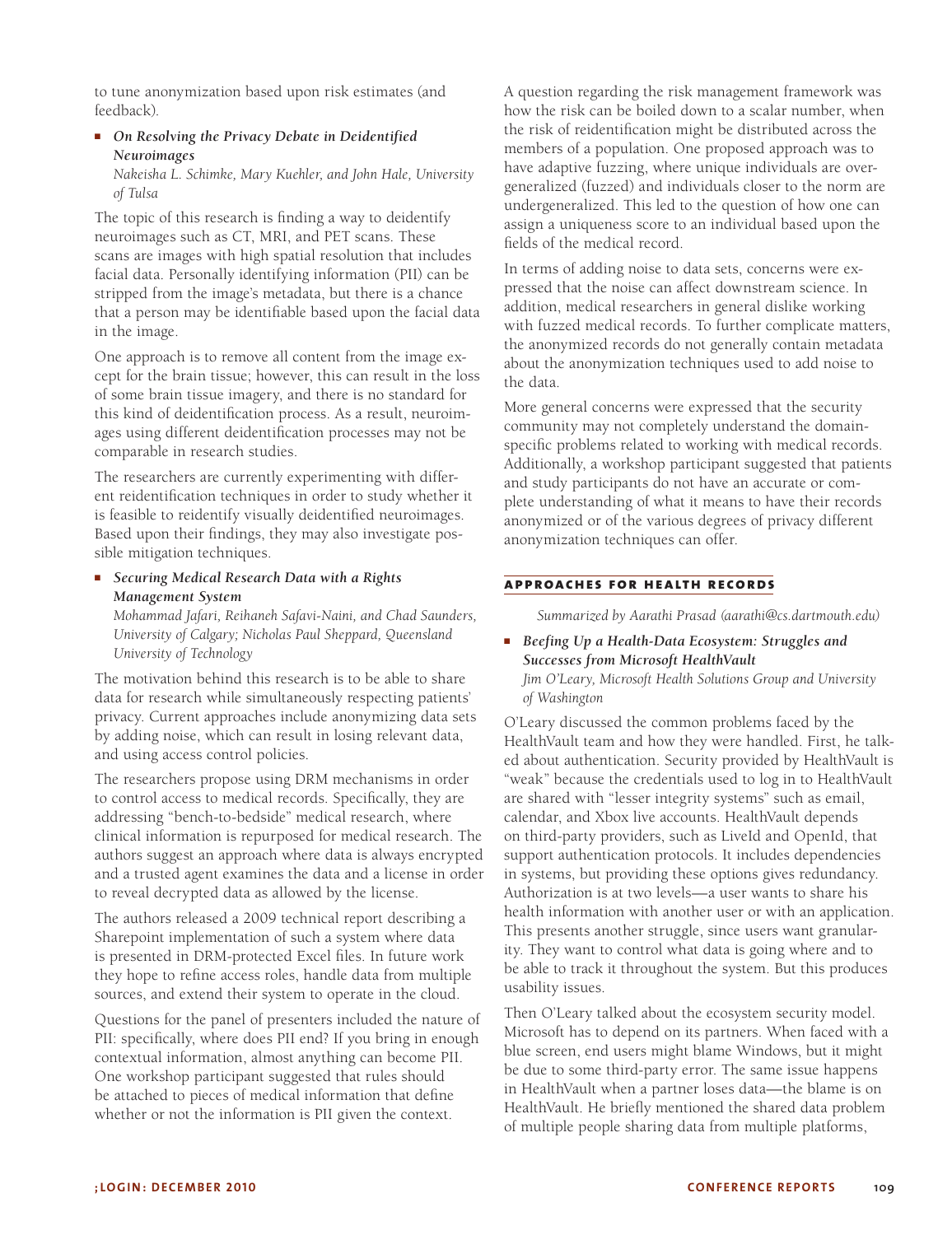to tune anonymization based upon risk estimates (and feedback).

- ***On Resolving the Privacy Debate in Deidentified Neuroimages***
  *Nakeisha L. Schimke, Mary Kuehler, and John Hale, University of Tulsa*

The topic of this research is finding a way to deidentify neuroimages such as CT, MRI, and PET scans. These scans are images with high spatial resolution that includes facial data. Personally identifying information (PII) can be stripped from the image's metadata, but there is a chance that a person may be identifiable based upon the facial data in the image.

One approach is to remove all content from the image except for the brain tissue; however, this can result in the loss of some brain tissue imagery, and there is no standard for this kind of deidentification process. As a result, neuroimages using different deidentification processes may not be comparable in research studies.

The researchers are currently experimenting with different reidentification techniques in order to study whether it is feasible to reidentify visually deidentified neuroimages. Based upon their findings, they may also investigate possible mitigation techniques.

- ***Securing Medical Research Data with a Rights Management System***
  *Mohammad Jafari, Reihaneh Safavi-Naini, and Chad Saunders, University of Calgary; Nicholas Paul Sheppard, Queensland University of Technology*

The motivation behind this research is to be able to share data for research while simultaneously respecting patients' privacy. Current approaches include anonymizing data sets by adding noise, which can result in losing relevant data, and using access control policies.

The researchers propose using DRM mechanisms in order to control access to medical records. Specifically, they are addressing "bench-to-bedside" medical research, where clinical information is repurposed for medical research. The authors suggest an approach where data is always encrypted and a trusted agent examines the data and a license in order to reveal decrypted data as allowed by the license.

The authors released a 2009 technical report describing a Sharepoint implementation of such a system where data is presented in DRM-protected Excel files. In future work they hope to refine access roles, handle data from multiple sources, and extend their system to operate in the cloud.

Questions for the panel of presenters included the nature of PII: specifically, where does PII end? If you bring in enough contextual information, almost anything can become PII. One workshop participant suggested that rules should be attached to pieces of medical information that define whether or not the information is PII given the context.

A question regarding the risk management framework was how the risk can be boiled down to a scalar number, when the risk of reidentification might be distributed across the members of a population. One proposed approach was to have adaptive fuzzing, where unique individuals are overgeneralized (fuzzed) and individuals closer to the norm are undergeneralized. This led to the question of how one can assign a uniqueness score to an individual based upon the fields of the medical record.

In terms of adding noise to data sets, concerns were expressed that the noise can affect downstream science. In addition, medical researchers in general dislike working with fuzzed medical records. To further complicate matters, the anonymized records do not generally contain metadata about the anonymization techniques used to add noise to the data.

More general concerns were expressed that the security community may not completely understand the domain-specific problems related to working with medical records. Additionally, a workshop participant suggested that patients and study participants do not have an accurate or complete understanding of what it means to have their records anonymized or of the various degrees of privacy different anonymization techniques can offer.

## APPROACHES FOR HEALTH RECORDS

*Summarized by Aarathi Prasad (aarathi@cs.dartmouth.edu)*

- ***Beefing Up a Health-Data Ecosystem: Struggles and Successes from Microsoft HealthVault***
  *Jim O'Leary, Microsoft Health Solutions Group and University of Washington*

O'Leary discussed the common problems faced by the HealthVault team and how they were handled. First, he talked about authentication. Security provided by HealthVault is "weak" because the credentials used to log in to HealthVault are shared with "lesser integrity systems" such as email, calendar, and Xbox live accounts. HealthVault depends on third-party providers, such as LiveId and OpenId, that support authentication protocols. It includes dependencies in systems, but providing these options gives redundancy. Authorization is at two levels—a user wants to share his health information with another user or with an application. This presents another struggle, since users want granularity. They want to control what data is going where and to be able to track it throughout the system. But this produces usability issues.

Then O'Leary talked about the ecosystem security model. Microsoft has to depend on its partners. When faced with a blue screen, end users might blame Windows, but it might be due to some third-party error. The same issue happens in HealthVault when a partner loses data—the blame is on HealthVault. He briefly mentioned the shared data problem of multiple people sharing data from multiple platforms,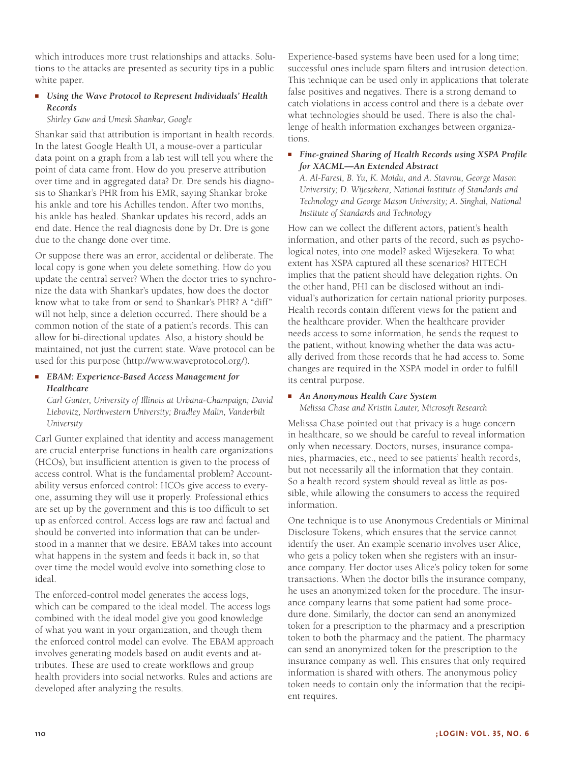which introduces more trust relationships and attacks. Solutions to the attacks are presented as security tips in a public white paper.

- ***Using the Wave Protocol to Represent Individuals' Health Records***

  *Shirley Gaw and Umesh Shankar, Google*

Shankar said that attribution is important in health records. In the latest Google Health UI, a mouse-over a particular data point on a graph from a lab test will tell you where the point of data came from. How do you preserve attribution over time and in aggregated data? Dr. Dre sends his diagnosis to Shankar's PHR from his EMR, saying Shankar broke his ankle and tore his Achilles tendon. After two months, his ankle has healed. Shankar updates his record, adds an end date. Hence the real diagnosis done by Dr. Dre is gone due to the change done over time.

Or suppose there was an error, accidental or deliberate. The local copy is gone when you delete something. How do you update the central server? When the doctor tries to synchronize the data with Shankar's updates, how does the doctor know what to take from or send to Shankar's PHR? A "diff" will not help, since a deletion occurred. There should be a common notion of the state of a patient's records. This can allow for bi-directional updates. Also, a history should be maintained, not just the current state. Wave protocol can be used for this purpose (http://www.waveprotocol.org/).

- ***EBAM: Experience-Based Access Management for Healthcare***

  *Carl Gunter, University of Illinois at Urbana-Champaign; David Liebovitz, Northwestern University; Bradley Malin, Vanderbilt University*

Carl Gunter explained that identity and access management are crucial enterprise functions in health care organizations (HCOs), but insufficient attention is given to the process of access control. What is the fundamental problem? Accountability versus enforced control: HCOs give access to everyone, assuming they will use it properly. Professional ethics are set up by the government and this is too difficult to set up as enforced control. Access logs are raw and factual and should be converted into information that can be understood in a manner that we desire. EBAM takes into account what happens in the system and feeds it back in, so that over time the model would evolve into something close to ideal.

The enforced-control model generates the access logs, which can be compared to the ideal model. The access logs combined with the ideal model give you good knowledge of what you want in your organization, and though them the enforced control model can evolve. The EBAM approach involves generating models based on audit events and attributes. These are used to create workflows and group health providers into social networks. Rules and actions are developed after analyzing the results.

Experience-based systems have been used for a long time; successful ones include spam filters and intrusion detection. This technique can be used only in applications that tolerate false positives and negatives. There is a strong demand to catch violations in access control and there is a debate over what technologies should be used. There is also the challenge of health information exchanges between organizations.

- ***Fine-grained Sharing of Health Records using XSPA Profile for XACML—An Extended Abstract***

  *A. Al-Faresi, B. Yu, K. Moidu, and A. Stavrou, George Mason University; D. Wijesekera, National Institute of Standards and Technology and George Mason University; A. Singhal, National Institute of Standards and Technology*

How can we collect the different actors, patient's health information, and other parts of the record, such as psychological notes, into one model? asked Wijesekera. To what extent has XSPA captured all these scenarios? HITECH implies that the patient should have delegation rights. On the other hand, PHI can be disclosed without an individual's authorization for certain national priority purposes. Health records contain different views for the patient and the healthcare provider. When the healthcare provider needs access to some information, he sends the request to the patient, without knowing whether the data was actually derived from those records that he had access to. Some changes are required in the XSPA model in order to fulfill its central purpose.

- ***An Anonymous Health Care System***

  *Melissa Chase and Kristin Lauter, Microsoft Research*

Melissa Chase pointed out that privacy is a huge concern in healthcare, so we should be careful to reveal information only when necessary. Doctors, nurses, insurance companies, pharmacies, etc., need to see patients' health records, but not necessarily all the information that they contain. So a health record system should reveal as little as possible, while allowing the consumers to access the required information.

One technique is to use Anonymous Credentials or Minimal Disclosure Tokens, which ensures that the service cannot identify the user. An example scenario involves user Alice, who gets a policy token when she registers with an insurance company. Her doctor uses Alice's policy token for some transactions. When the doctor bills the insurance company, he uses an anonymized token for the procedure. The insurance company learns that some patient had some procedure done. Similarly, the doctor can send an anonymized token for a prescription to the pharmacy and a prescription token to both the pharmacy and the patient. The pharmacy can send an anonymized token for the prescription to the insurance company as well. This ensures that only required information is shared with others. The anonymous policy token needs to contain only the information that the recipient requires.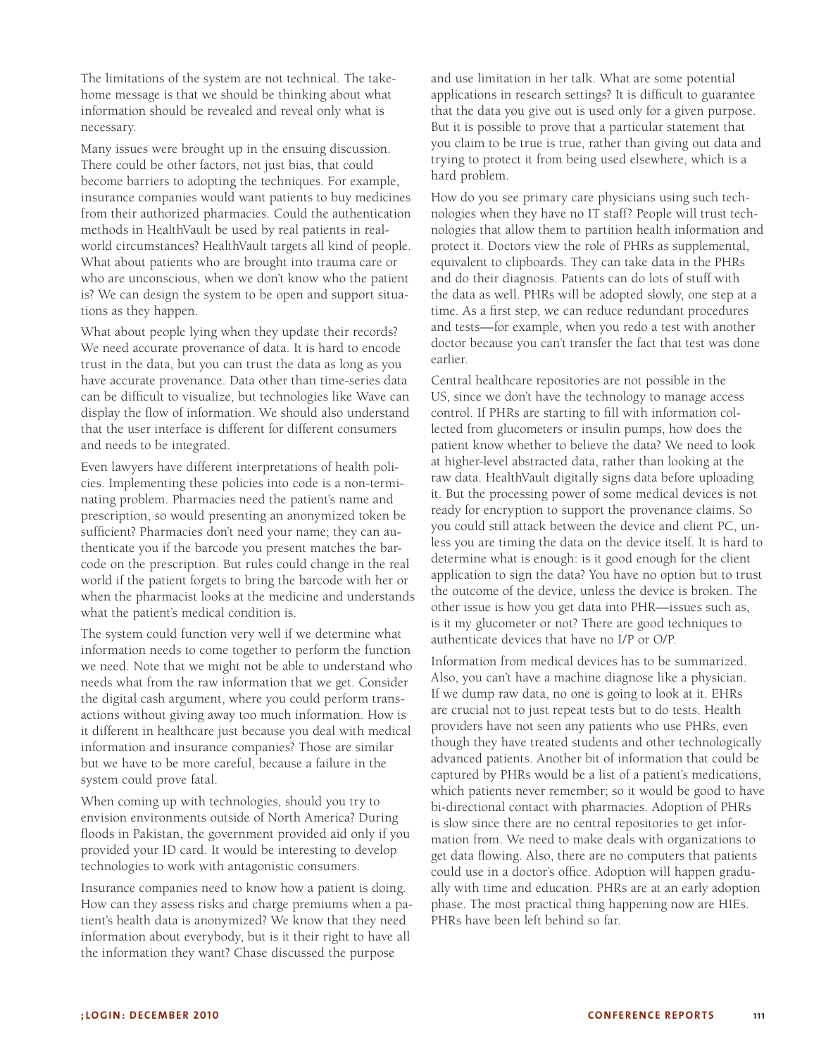The limitations of the system are not technical. The take-home message is that we should be thinking about what information should be revealed and reveal only what is necessary.

Many issues were brought up in the ensuing discussion. There could be other factors, not just bias, that could become barriers to adopting the techniques. For example, insurance companies would want patients to buy medicines from their authorized pharmacies. Could the authentication methods in HealthVault be used by real patients in real-world circumstances? HealthVault targets all kind of people. What about patients who are brought into trauma care or who are unconscious, when we don't know who the patient is? We can design the system to be open and support situations as they happen.

What about people lying when they update their records? We need accurate provenance of data. It is hard to encode trust in the data, but you can trust the data as long as you have accurate provenance. Data other than time-series data can be difficult to visualize, but technologies like Wave can display the flow of information. We should also understand that the user interface is different for different consumers and needs to be integrated.

Even lawyers have different interpretations of health policies. Implementing these policies into code is a non-terminating problem. Pharmacies need the patient's name and prescription, so would presenting an anonymized token be sufficient? Pharmacies don't need your name; they can authenticate you if the barcode you present matches the barcode on the prescription. But rules could change in the real world if the patient forgets to bring the barcode with her or when the pharmacist looks at the medicine and understands what the patient's medical condition is.

The system could function very well if we determine what information needs to come together to perform the function we need. Note that we might not be able to understand who needs what from the raw information that we get. Consider the digital cash argument, where you could perform transactions without giving away too much information. How is it different in healthcare just because you deal with medical information and insurance companies? Those are similar but we have to be more careful, because a failure in the system could prove fatal.

When coming up with technologies, should you try to envision environments outside of North America? During floods in Pakistan, the government provided aid only if you provided your ID card. It would be interesting to develop technologies to work with antagonistic consumers.

Insurance companies need to know how a patient is doing. How can they assess risks and charge premiums when a patient's health data is anonymized? We know that they need information about everybody, but is it their right to have all the information they want? Chase discussed the purpose and use limitation in her talk. What are some potential applications in research settings? It is difficult to guarantee that the data you give out is used only for a given purpose. But it is possible to prove that a particular statement that you claim to be true is true, rather than giving out data and trying to protect it from being used elsewhere, which is a hard problem.

How do you see primary care physicians using such technologies when they have no IT staff? People will trust technologies that allow them to partition health information and protect it. Doctors view the role of PHRs as supplemental, equivalent to clipboards. They can take data in the PHRs and do their diagnosis. Patients can do lots of stuff with the data as well. PHRs will be adopted slowly, one step at a time. As a first step, we can reduce redundant procedures and tests—for example, when you redo a test with another doctor because you can't transfer the fact that test was done earlier.

Central healthcare repositories are not possible in the US, since we don't have the technology to manage access control. If PHRs are starting to fill with information collected from glucometers or insulin pumps, how does the patient know whether to believe the data? We need to look at higher-level abstracted data, rather than looking at the raw data. HealthVault digitally signs data before uploading it. But the processing power of some medical devices is not ready for encryption to support the provenance claims. So you could still attack between the device and client PC, unless you are timing the data on the device itself. It is hard to determine what is enough: is it good enough for the client application to sign the data? You have no option but to trust the outcome of the device, unless the device is broken. The other issue is how you get data into PHR—issues such as, is it my glucometer or not? There are good techniques to authenticate devices that have no I/P or O/P.

Information from medical devices has to be summarized. Also, you can't have a machine diagnose like a physician. If we dump raw data, no one is going to look at it. EHRs are crucial not to just repeat tests but to do tests. Health providers have not seen any patients who use PHRs, even though they have treated students and other technologically advanced patients. Another bit of information that could be captured by PHRs would be a list of a patient's medications, which patients never remember; so it would be good to have bi-directional contact with pharmacies. Adoption of PHRs is slow since there are no central repositories to get information from. We need to make deals with organizations to get data flowing. Also, there are no computers that patients could use in a doctor's office. Adoption will happen gradually with time and education. PHRs are at an early adoption phase. The most practical thing happening now are HIEs. PHRs have been left behind so far.